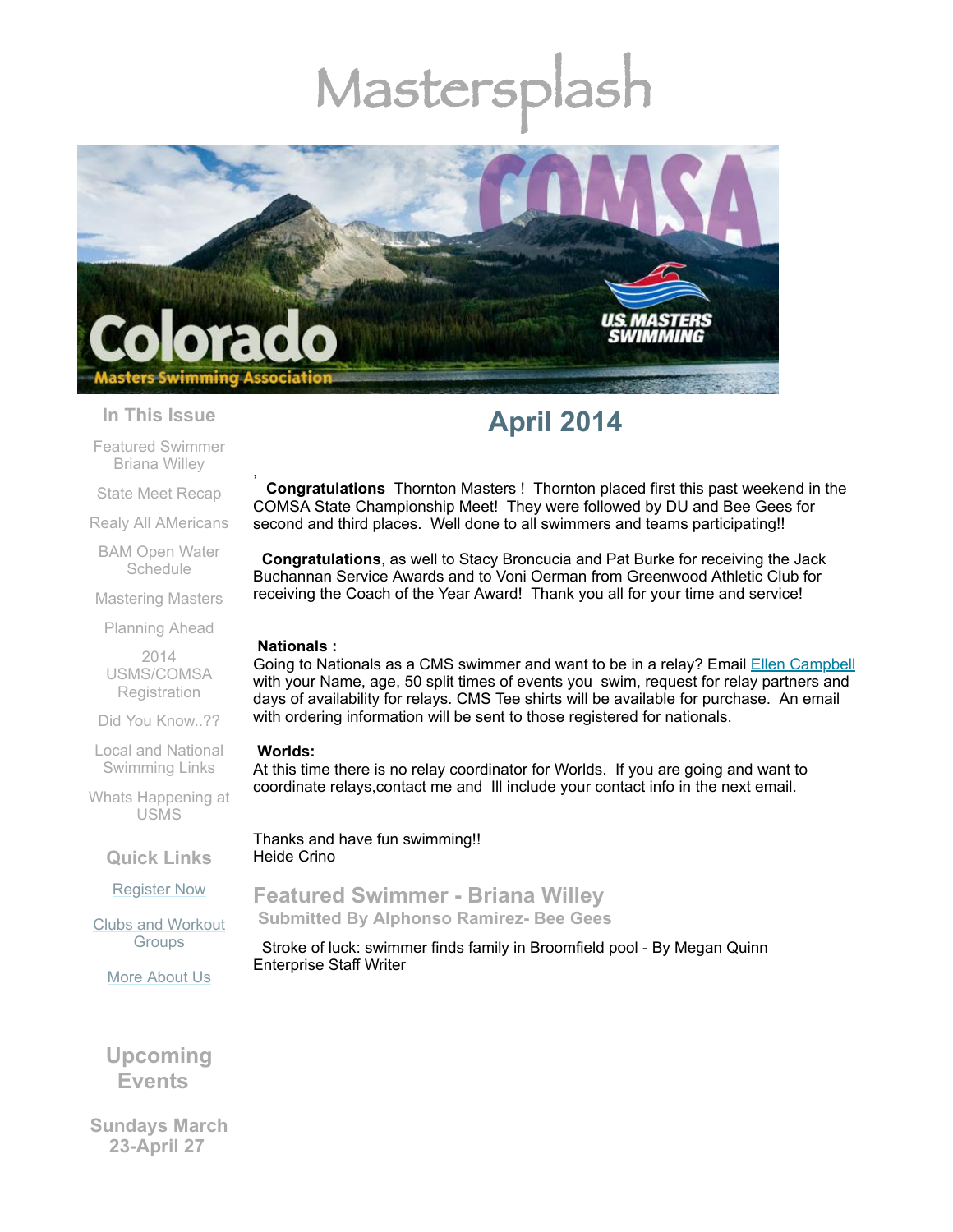# Mastersplash

## April 2014

,

**Congratulations** Thornton Masters ! Thornton placed first this past weekend in the COMSA State Championship Meet! They were followed by DU and Bee Gees for second and third places. Well done to all swimmers and teams participating!!

**Congratulations**, as well to Stacy Broncucia and Pat Burke for receiving the Jack Buchannan Service Awards and to Voni Oerman from Greenwood Athletic Club for receiving the Coach of the Year Award! Thank you all for your time and service!

**Nationals :**
Going to Nationals as a CMS swimmer and want to be in a relay? Email Ellen Campbell with your Name, age, 50 split times of events you swim, request for relay partners and days of availability for relays. CMS Tee shirts will be available for purchase. An email with ordering information will be sent to those registered for nationals.

**Worlds:**
At this time there is no relay coordinator for Worlds. If you are going and want to coordinate relays,contact me and Ill include your contact info in the next email.

Thanks and have fun swimming!!
Heide Crino

## Featured Swimmer - Briana Willey

### Submitted By Alphonso Ramirez- Bee Gees

Stroke of luck: swimmer finds family in Broomfield pool - By Megan Quinn Enterprise Staff Writer

### In This Issue

- Featured Swimmer Briana Willey
- State Meet Recap
- Realy All AMericans
- BAM Open Water Schedule
- Mastering Masters
- Planning Ahead
- 2014 USMS/COMSA Registration
- Did You Know..??
- Local and National Swimming Links
- Whats Happening at USMS

### Quick Links

- Register Now
- Clubs and Workout Groups
- More About Us

### Upcoming Events

**Sundays March 23-April 27**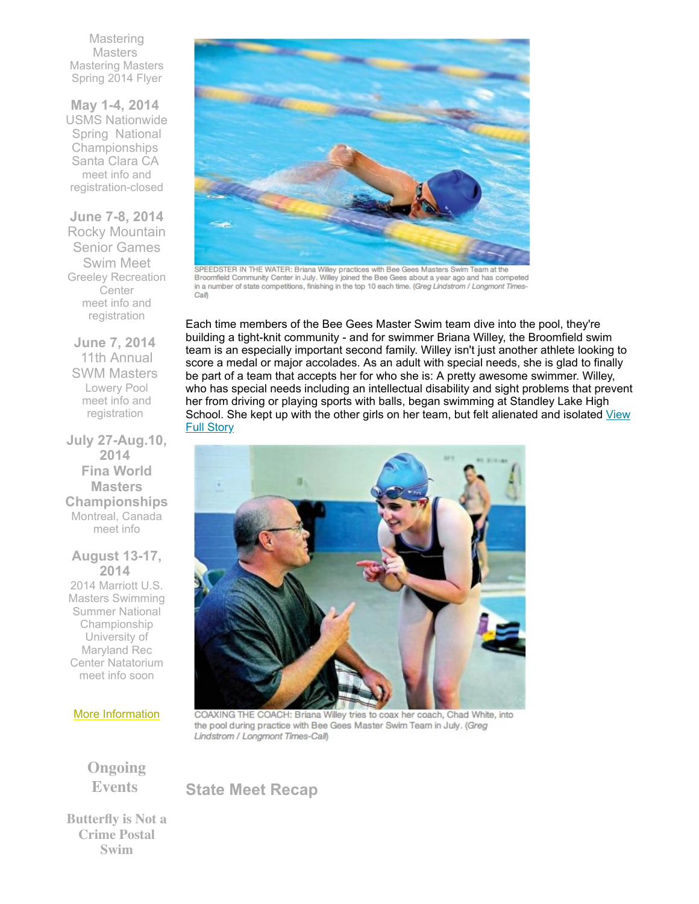Mastering Masters
Mastering Masters Spring 2014 Flyer

**May 1-4, 2014**
USMS Nationwide Spring National Championships
Santa Clara CA
meet info and registration-closed

**June 7-8, 2014**
Rocky Mountain Senior Games Swim Meet
Greeley Recreation Center
meet info and registration

**June 7, 2014**
11th Annual SWM Masters
Lowery Pool
meet info and registration

**July 27-Aug.10, 2014**
**Fina World Masters Championships**
Montreal, Canada
meet info

**August 13-17, 2014**
2014 Marriott U.S. Masters Swimming Summer National Championship
University of Maryland Rec Center Natatorium
meet info soon

More Information

## Ongoing Events

**Butterfly is Not a Crime Postal Swim**

SPEEDSTER IN THE WATER: Briana Willey practices with Bee Gees Masters Swim Team at the Broomfield Community Center in July. Willey joined the Bee Gees about a year ago and has competed in a number of state competitions, finishing in the top 10 each time. (*Greg Lindstrom / Longmont Times-Call*)

Each time members of the Bee Gees Master Swim team dive into the pool, they're building a tight-knit community - and for swimmer Briana Willey, the Broomfield swim team is an especially important second family. Willey isn't just another athlete looking to score a medal or major accolades. As an adult with special needs, she is glad to finally be part of a team that accepts her for who she is: A pretty awesome swimmer. Willey, who has special needs including an intellectual disability and sight problems that prevent her from driving or playing sports with balls, began swimming at Standley Lake High School. She kept up with the other girls on her team, but felt alienated and isolated View Full Story

COAXING THE COACH: Briana Willey tries to coax her coach, Chad White, into the pool during practice with Bee Gees Master Swim Team in July. (*Greg Lindstrom / Longmont Times-Call*)

## State Meet Recap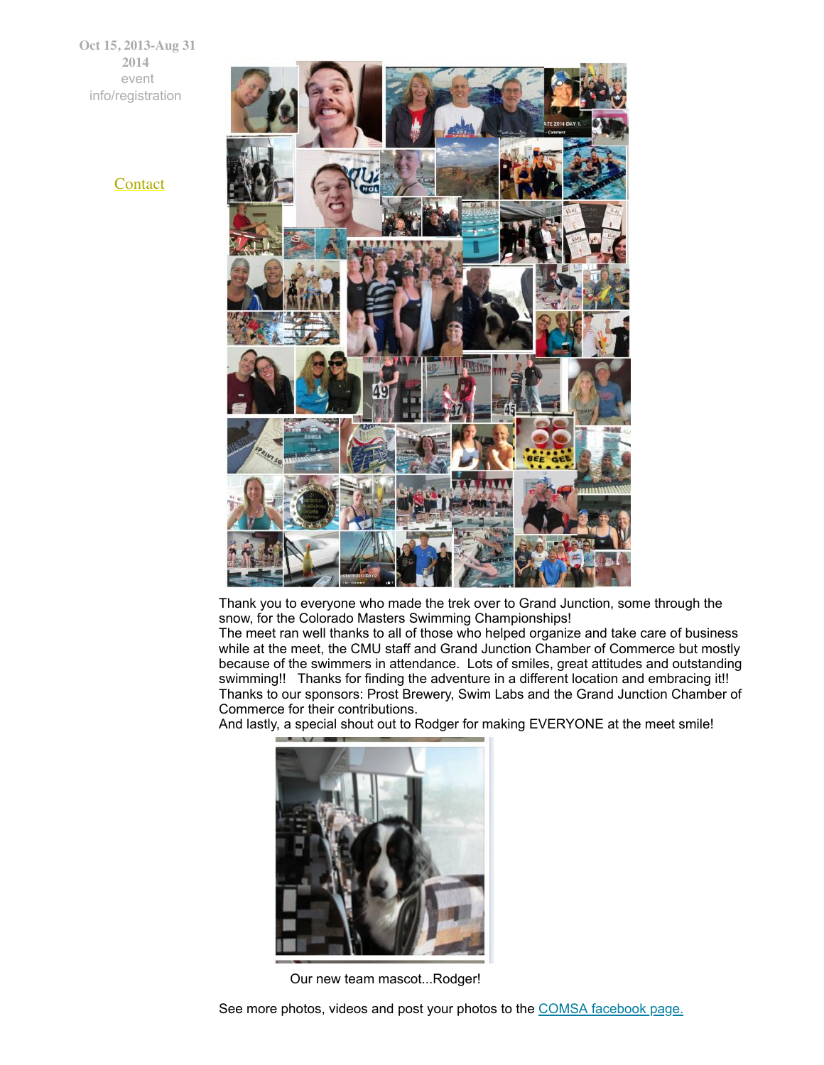Oct 15, 2013-Aug 31 2014
event info/registration

Contact

Thank you to everyone who made the trek over to Grand Junction, some through the snow, for the Colorado Masters Swimming Championships!
The meet ran well thanks to all of those who helped organize and take care of business while at the meet, the CMU staff and Grand Junction Chamber of Commerce but mostly because of the swimmers in attendance. Lots of smiles, great attitudes and outstanding swimming!! Thanks for finding the adventure in a different location and embracing it!!
Thanks to our sponsors: Prost Brewery, Swim Labs and the Grand Junction Chamber of Commerce for their contributions.
And lastly, a special shout out to Rodger for making EVERYONE at the meet smile!

Our new team mascot...Rodger!

See more photos, videos and post your photos to the COMSA facebook page.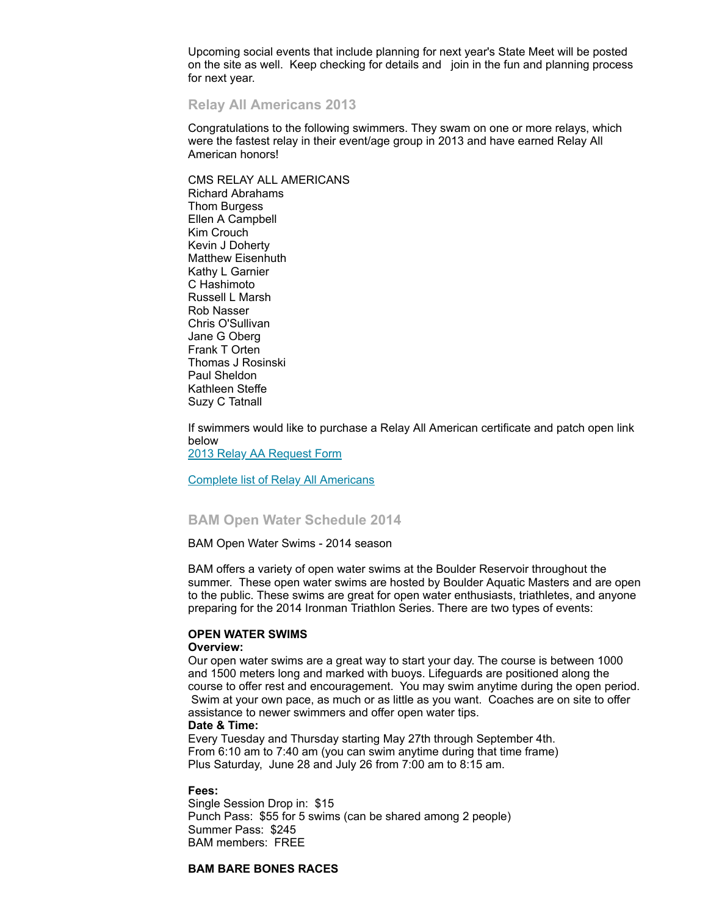Upcoming social events that include planning for next year's State Meet will be posted on the site as well.  Keep checking for details and   join in the fun and planning process for next year.

## Relay All Americans 2013

Congratulations to the following swimmers. They swam on one or more relays, which were the fastest relay in their event/age group in 2013 and have earned Relay All American honors!

CMS RELAY ALL AMERICANS
Richard Abrahams
Thom Burgess
Ellen A Campbell
Kim Crouch
Kevin J Doherty
Matthew Eisenhuth
Kathy L Garnier
C Hashimoto
Russell L Marsh
Rob Nasser
Chris O'Sullivan
Jane G Oberg
Frank T Orten
Thomas J Rosinski
Paul Sheldon
Kathleen Steffe
Suzy C Tatnall

If swimmers would like to purchase a Relay All American certificate and patch open link below
[2013 Relay AA Request Form]()

[Complete list of Relay All Americans]()

## BAM Open Water Schedule 2014

BAM Open Water Swims - 2014 season

BAM offers a variety of open water swims at the Boulder Reservoir throughout the summer.  These open water swims are hosted by Boulder Aquatic Masters and are open to the public. These swims are great for open water enthusiasts, triathletes, and anyone preparing for the 2014 Ironman Triathlon Series. There are two types of events:

**OPEN WATER SWIMS**
**Overview:**
Our open water swims are a great way to start your day. The course is between 1000 and 1500 meters long and marked with buoys. Lifeguards are positioned along the course to offer rest and encouragement.  You may swim anytime during the open period.  Swim at your own pace, as much or as little as you want.  Coaches are on site to offer assistance to newer swimmers and offer open water tips.
**Date & Time:**
Every Tuesday and Thursday starting May 27th through September 4th.
From 6:10 am to 7:40 am (you can swim anytime during that time frame)
Plus Saturday,  June 28 and July 26 from 7:00 am to 8:15 am.

**Fees:**
Single Session Drop in:  $15
Punch Pass:  $55 for 5 swims (can be shared among 2 people)
Summer Pass:  $245
BAM members:  FREE

**BAM BARE BONES RACES**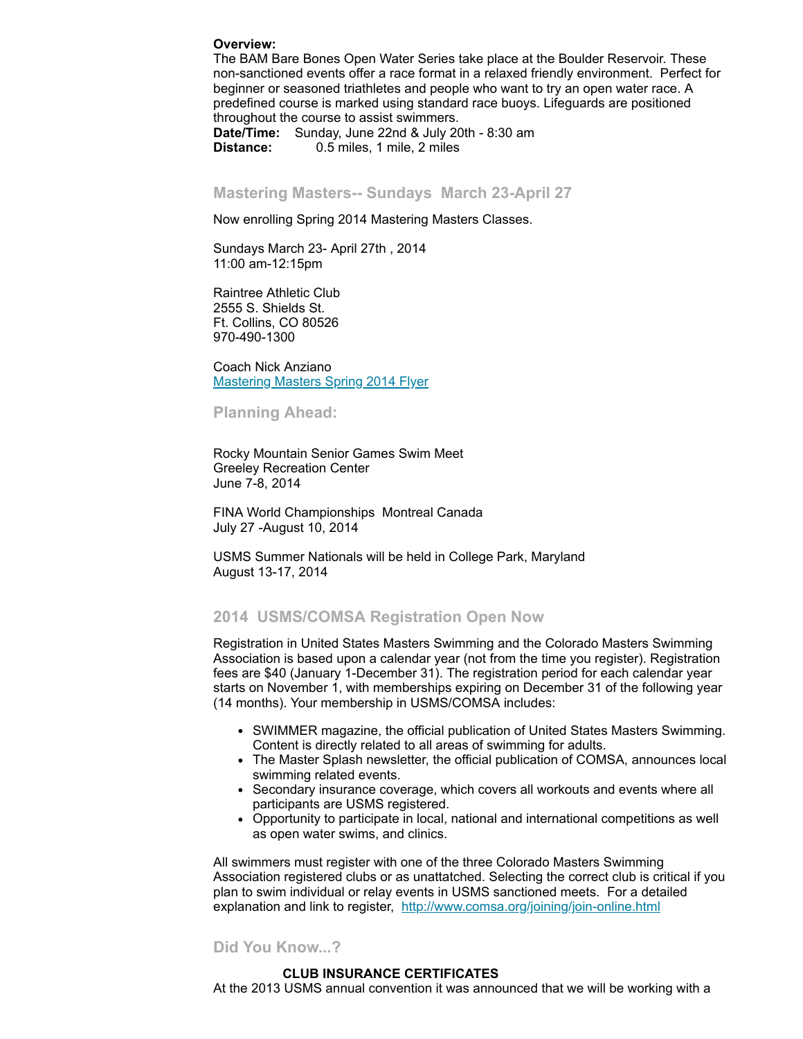**Overview:**
The BAM Bare Bones Open Water Series take place at the Boulder Reservoir. These non-sanctioned events offer a race format in a relaxed friendly environment. Perfect for beginner or seasoned triathletes and people who want to try an open water race. A predefined course is marked using standard race buoys. Lifeguards are positioned throughout the course to assist swimmers.

**Date/Time:** Sunday, June 22nd & July 20th - 8:30 am
**Distance:** 0.5 miles, 1 mile, 2 miles

### Mastering Masters-- Sundays March 23-April 27

Now enrolling Spring 2014 Mastering Masters Classes.

Sundays March 23- April 27th , 2014
11:00 am-12:15pm

Raintree Athletic Club
2555 S. Shields St.
Ft. Collins, CO 80526
970-490-1300

Coach Nick Anziano
[Mastering Masters Spring 2014 Flyer]

### Planning Ahead:

Rocky Mountain Senior Games Swim Meet
Greeley Recreation Center
June 7-8, 2014

FINA World Championships Montreal Canada
July 27 -August 10, 2014

USMS Summer Nationals will be held in College Park, Maryland
August 13-17, 2014

### 2014 USMS/COMSA Registration Open Now

Registration in United States Masters Swimming and the Colorado Masters Swimming Association is based upon a calendar year (not from the time you register). Registration fees are $40 (January 1-December 31). The registration period for each calendar year starts on November 1, with memberships expiring on December 31 of the following year (14 months). Your membership in USMS/COMSA includes:

- SWIMMER magazine, the official publication of United States Masters Swimming. Content is directly related to all areas of swimming for adults.
- The Master Splash newsletter, the official publication of COMSA, announces local swimming related events.
- Secondary insurance coverage, which covers all workouts and events where all participants are USMS registered.
- Opportunity to participate in local, national and international competitions as well as open water swims, and clinics.

All swimmers must register with one of the three Colorado Masters Swimming Association registered clubs or as unattatched. Selecting the correct club is critical if you plan to swim individual or relay events in USMS sanctioned meets. For a detailed explanation and link to register, http://www.comsa.org/joining/join-online.html

### Did You Know...?

**CLUB INSURANCE CERTIFICATES**

At the 2013 USMS annual convention it was announced that we will be working with a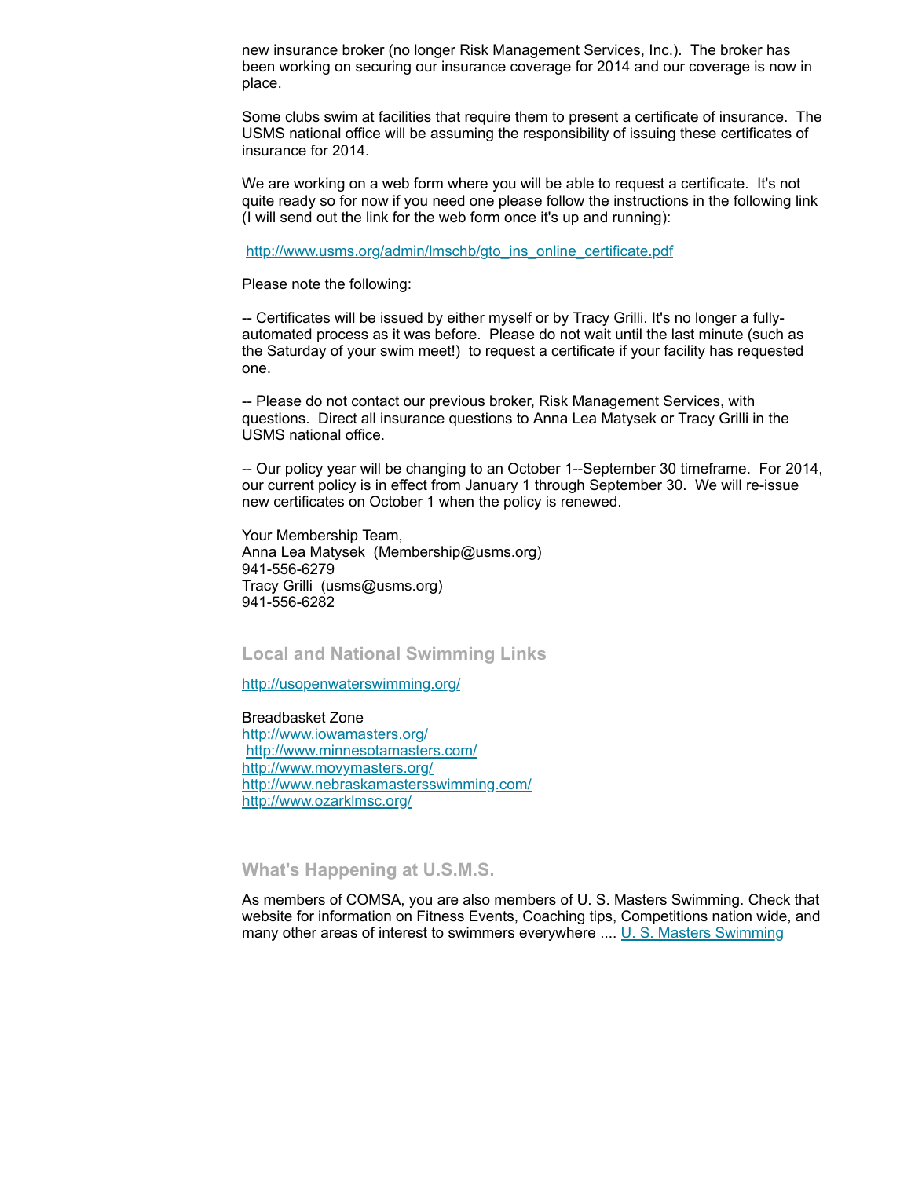new insurance broker (no longer Risk Management Services, Inc.). The broker has been working on securing our insurance coverage for 2014 and our coverage is now in place.

Some clubs swim at facilities that require them to present a certificate of insurance. The USMS national office will be assuming the responsibility of issuing these certificates of insurance for 2014.

We are working on a web form where you will be able to request a certificate. It's not quite ready so for now if you need one please follow the instructions in the following link (I will send out the link for the web form once it's up and running):

http://www.usms.org/admin/lmschb/gto_ins_online_certificate.pdf

Please note the following:

-- Certificates will be issued by either myself or by Tracy Grilli. It's no longer a fully-automated process as it was before. Please do not wait until the last minute (such as the Saturday of your swim meet!) to request a certificate if your facility has requested one.

-- Please do not contact our previous broker, Risk Management Services, with questions. Direct all insurance questions to Anna Lea Matysek or Tracy Grilli in the USMS national office.

-- Our policy year will be changing to an October 1--September 30 timeframe. For 2014, our current policy is in effect from January 1 through September 30. We will re-issue new certificates on October 1 when the policy is renewed.

Your Membership Team,
Anna Lea Matysek (Membership@usms.org)
941-556-6279
Tracy Grilli (usms@usms.org)
941-556-6282

## Local and National Swimming Links

http://usopenwaterswimming.org/

Breadbasket Zone
http://www.iowamasters.org/
http://www.minnesotamasters.com/
http://www.movymasters.org/
http://www.nebraskamastersswimming.com/
http://www.ozarklmsc.org/

## What's Happening at U.S.M.S.

As members of COMSA, you are also members of U. S. Masters Swimming. Check that website for information on Fitness Events, Coaching tips, Competitions nation wide, and many other areas of interest to swimmers everywhere .... U. S. Masters Swimming